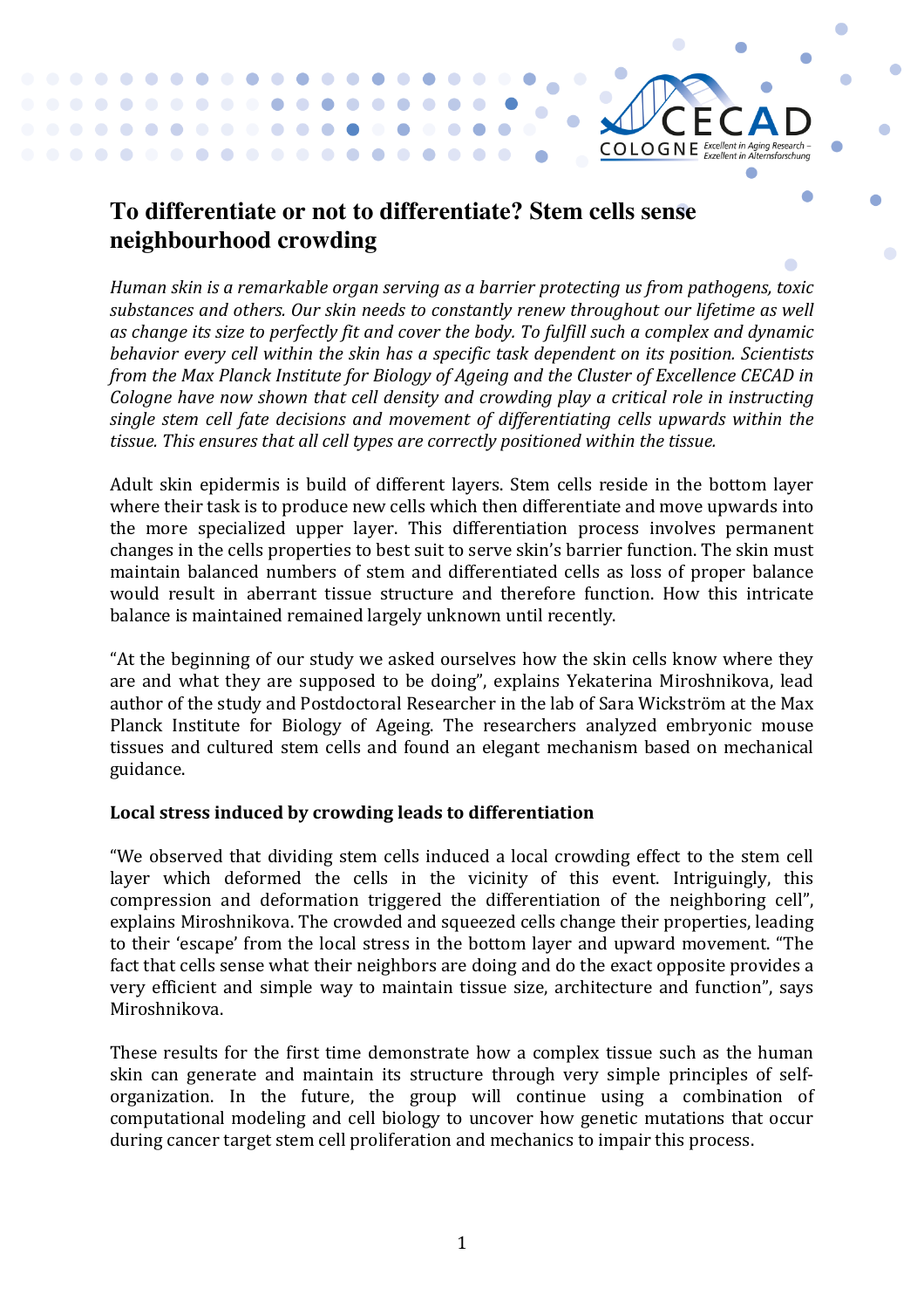# To differentiate or not to differentiate? Stem cells sense neighbourhood crowding

*Human skin is a remarkable organ serving as a barrier protecting us from pathogens, toxic substances and others. Our skin needs to constantly renew throughout our lifetime as well as change its size to perfectly fit and cover the body. To fulfill such a complex and dynamic behavior every cell within the skin has a specific task dependent on its position. Scientists from the Max Planck Institute for Biology of Ageing and the Cluster of Excellence CECAD in Cologne have now shown that cell density and crowding play a critical role in instructing single stem cell fate decisions and movement of differentiating cells upwards within the tissue. This ensures that all cell types are correctly positioned within the tissue.*

Adult skin epidermis is build of different layers. Stem cells reside in the bottom layer where their task is to produce new cells which then differentiate and move upwards into the more specialized upper layer. This differentiation process involves permanent changes in the cells properties to best suit to serve skin's barrier function. The skin must maintain balanced numbers of stem and differentiated cells as loss of proper balance would result in aberrant tissue structure and therefore function. How this intricate balance is maintained remained largely unknown until recently.

"At the beginning of our study we asked ourselves how the skin cells know where they are and what they are supposed to be doing", explains Yekaterina Miroshnikova, lead author of the study and Postdoctoral Researcher in the lab of Sara Wickström at the Max Planck Institute for Biology of Ageing. The researchers analyzed embryonic mouse tissues and cultured stem cells and found an elegant mechanism based on mechanical guidance.

### Local stress induced by crowding leads to differentiation

"We observed that dividing stem cells induced a local crowding effect to the stem cell layer which deformed the cells in the vicinity of this event. Intriguingly, this compression and deformation triggered the differentiation of the neighboring cell", explains Miroshnikova. The crowded and squeezed cells change their properties, leading to their 'escape' from the local stress in the bottom layer and upward movement. "The fact that cells sense what their neighbors are doing and do the exact opposite provides a very efficient and simple way to maintain tissue size, architecture and function", says Miroshnikova.

These results for the first time demonstrate how a complex tissue such as the human skin can generate and maintain its structure through very simple principles of self-organization. In the future, the group will continue using a combination of computational modeling and cell biology to uncover how genetic mutations that occur during cancer target stem cell proliferation and mechanics to impair this process.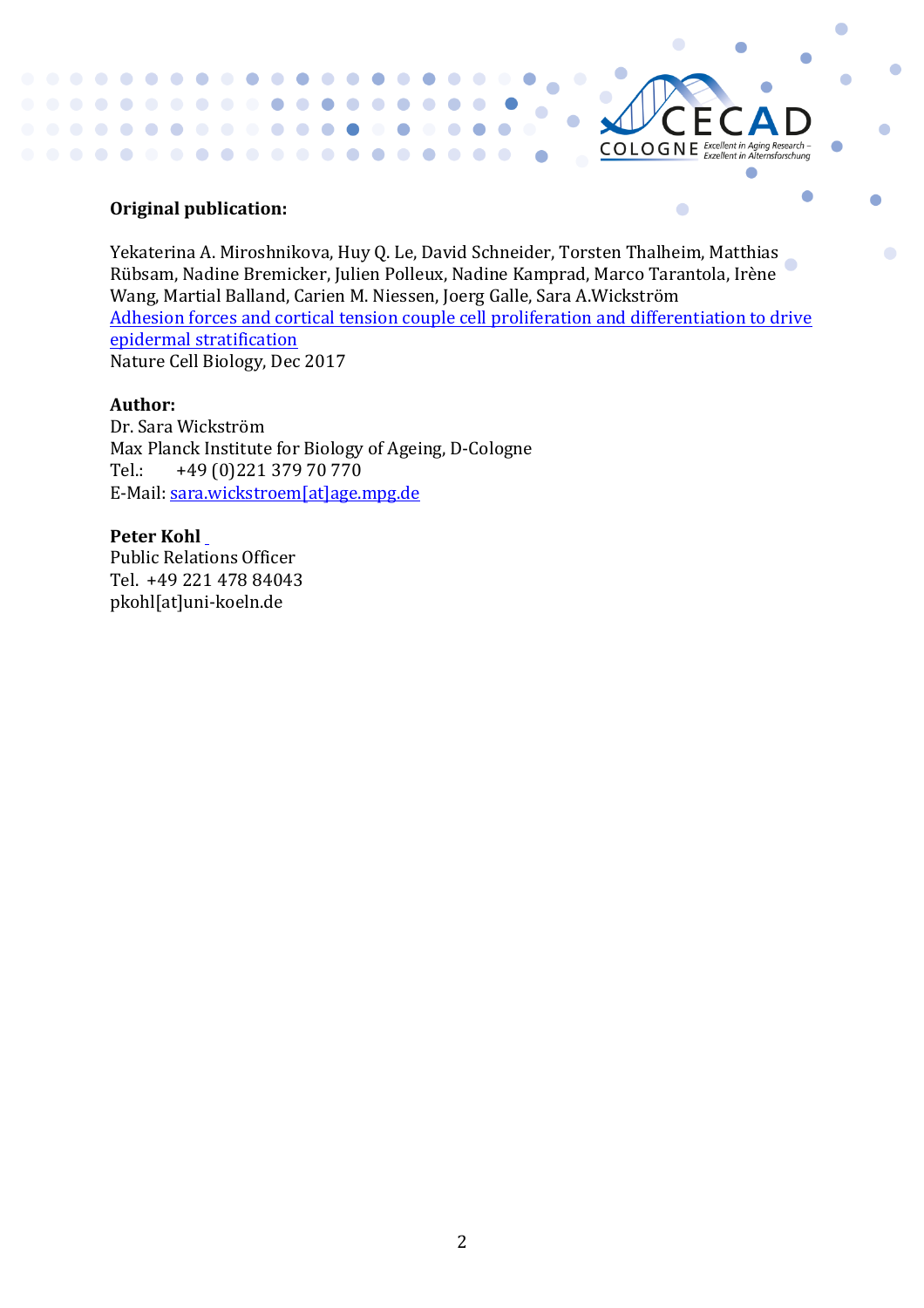**Original publication:**

Yekaterina A. Miroshnikova, Huy Q. Le, David Schneider, Torsten Thalheim, Matthias Rübsam, Nadine Bremicker, Julien Polleux, Nadine Kamprad, Marco Tarantola, Irène Wang, Martial Balland, Carien M. Niessen, Joerg Galle, Sara A.Wickström
Adhesion forces and cortical tension couple cell proliferation and differentiation to drive epidermal stratification
Nature Cell Biology, Dec 2017

**Author:**
Dr. Sara Wickström
Max Planck Institute for Biology of Ageing, D-Cologne
Tel.: +49 (0)221 379 70 770
E-Mail: sara.wickstroem[at]age.mpg.de

**Peter Kohl**
Public Relations Officer
Tel. +49 221 478 84043
pkohl[at]uni-koeln.de